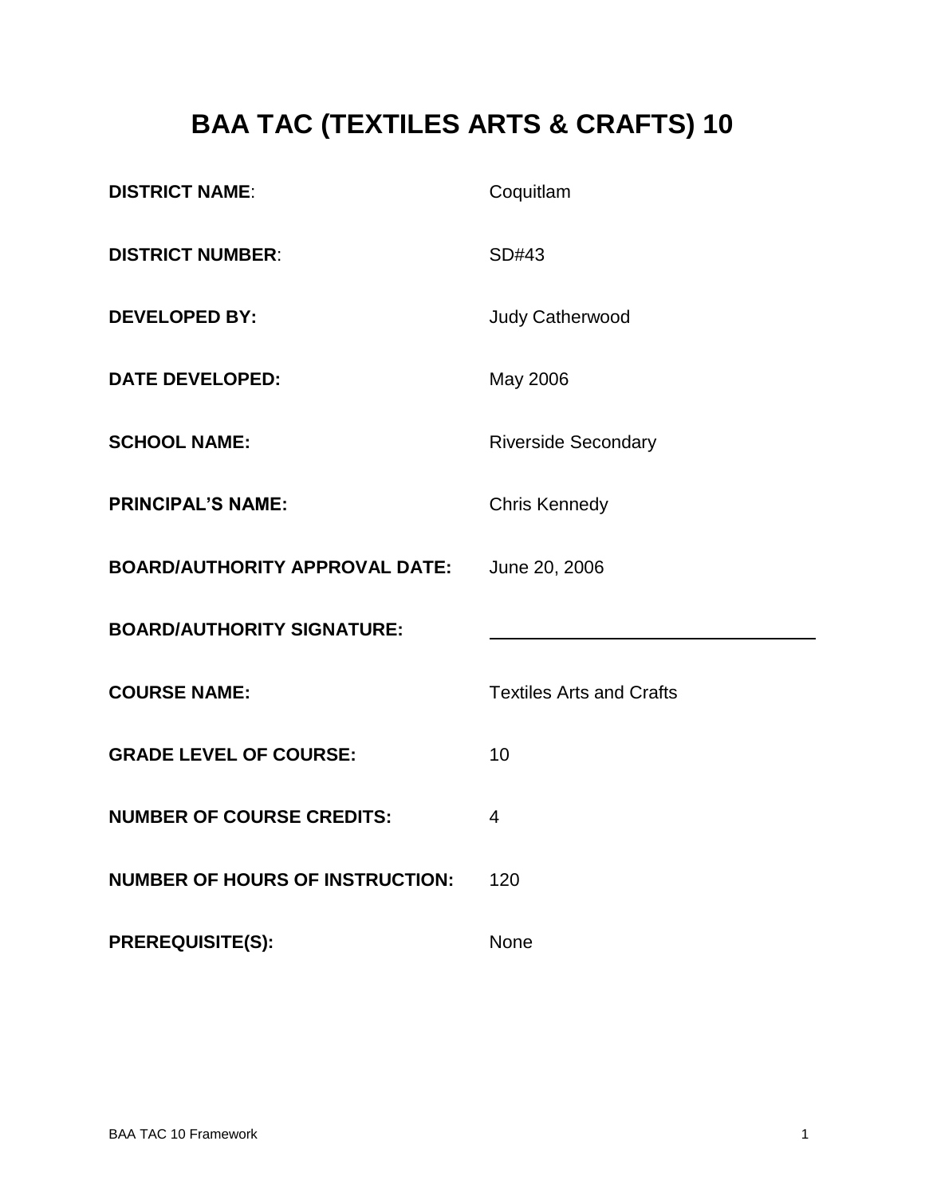# BAA TAC (TEXTILES ARTS & CRAFTS) 10

**DISTRICT NAME**: Coquitlam

**DISTRICT NUMBER**: SD#43

**DEVELOPED BY:** Judy Catherwood

**DATE DEVELOPED:** May 2006

**SCHOOL NAME:** Riverside Secondary

**PRINCIPAL'S NAME:** Chris Kennedy

**BOARD/AUTHORITY APPROVAL DATE:** June 20, 2006

**BOARD/AUTHORITY SIGNATURE:** ______________________________

**COURSE NAME:** Textiles Arts and Crafts

**GRADE LEVEL OF COURSE:** 10

**NUMBER OF COURSE CREDITS:** 4

**NUMBER OF HOURS OF INSTRUCTION:** 120

**PREREQUISITE(S):** None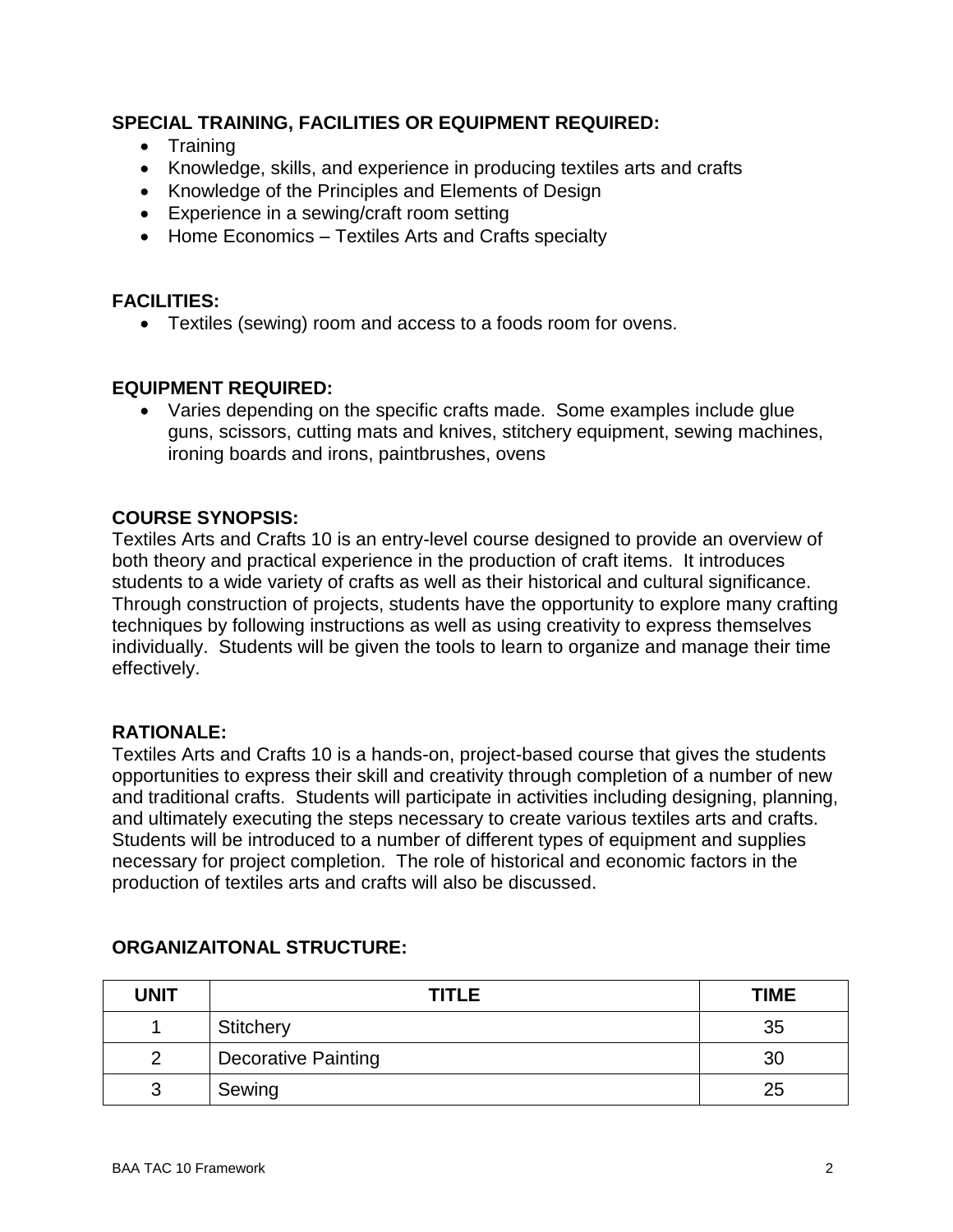**SPECIAL TRAINING, FACILITIES OR EQUIPMENT REQUIRED:**

- Training
- Knowledge, skills, and experience in producing textiles arts and crafts
- Knowledge of the Principles and Elements of Design
- Experience in a sewing/craft room setting
- Home Economics – Textiles Arts and Crafts specialty

**FACILITIES:**

- Textiles (sewing) room and access to a foods room for ovens.

**EQUIPMENT REQUIRED:**

- Varies depending on the specific crafts made. Some examples include glue guns, scissors, cutting mats and knives, stitchery equipment, sewing machines, ironing boards and irons, paintbrushes, ovens

**COURSE SYNOPSIS:**

Textiles Arts and Crafts 10 is an entry-level course designed to provide an overview of both theory and practical experience in the production of craft items. It introduces students to a wide variety of crafts as well as their historical and cultural significance. Through construction of projects, students have the opportunity to explore many crafting techniques by following instructions as well as using creativity to express themselves individually. Students will be given the tools to learn to organize and manage their time effectively.

**RATIONALE:**

Textiles Arts and Crafts 10 is a hands-on, project-based course that gives the students opportunities to express their skill and creativity through completion of a number of new and traditional crafts. Students will participate in activities including designing, planning, and ultimately executing the steps necessary to create various textiles arts and crafts. Students will be introduced to a number of different types of equipment and supplies necessary for project completion. The role of historical and economic factors in the production of textiles arts and crafts will also be discussed.

**ORGANIZAITONAL STRUCTURE:**

| UNIT | TITLE | TIME |
|---|---|---|
| 1 | Stitchery | 35 |
| 2 | Decorative Painting | 30 |
| 3 | Sewing | 25 |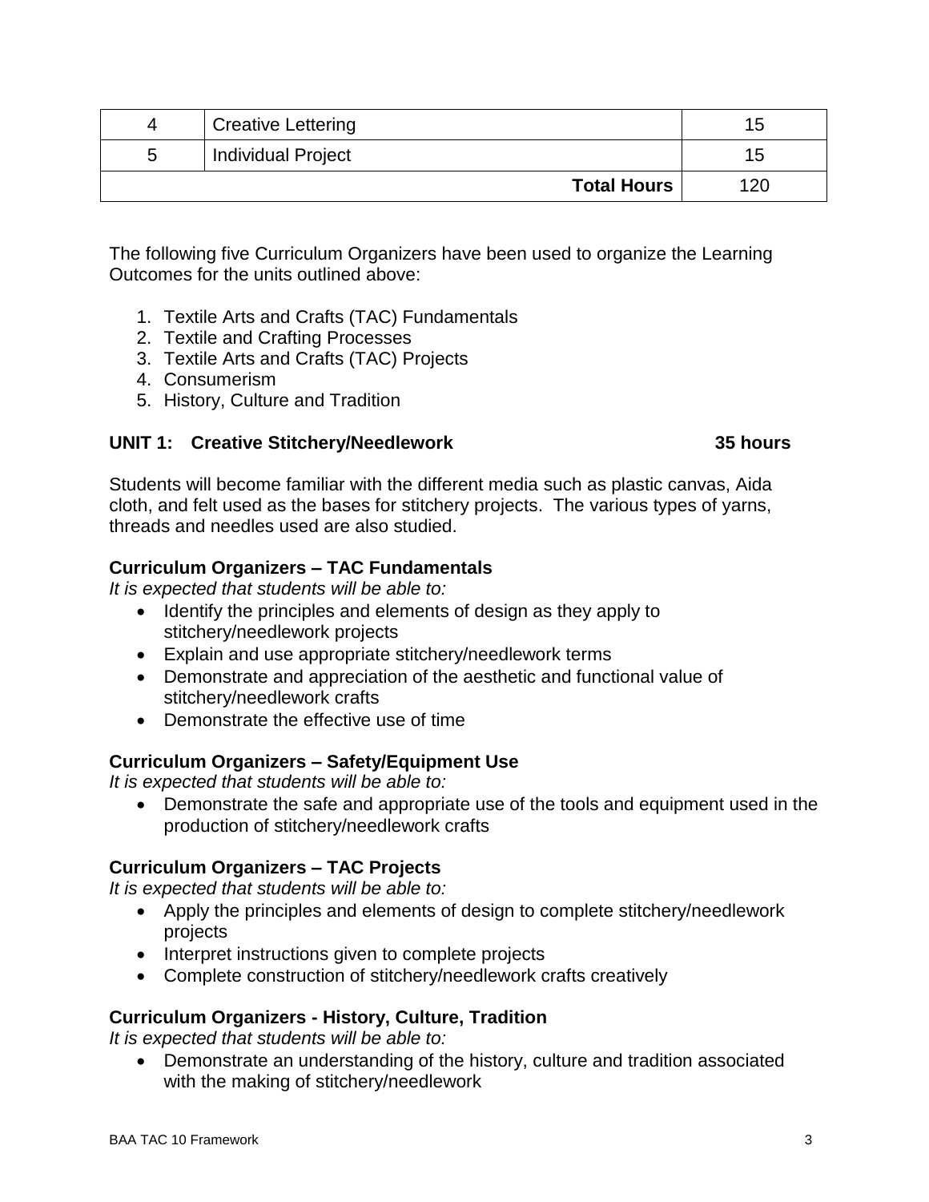| 4 | Creative Lettering | 15 |
|---|---|---|
| 5 | Individual Project | 15 |
| | **Total Hours** | 120 |

The following five Curriculum Organizers have been used to organize the Learning Outcomes for the units outlined above:

1. Textile Arts and Crafts (TAC) Fundamentals
2. Textile and Crafting Processes
3. Textile Arts and Crafts (TAC) Projects
4. Consumerism
5. History, Culture and Tradition

### UNIT 1: Creative Stitchery/Needlework — 35 hours

Students will become familiar with the different media such as plastic canvas, Aida cloth, and felt used as the bases for stitchery projects. The various types of yarns, threads and needles used are also studied.

**Curriculum Organizers – TAC Fundamentals**

*It is expected that students will be able to:*

- Identify the principles and elements of design as they apply to stitchery/needlework projects
- Explain and use appropriate stitchery/needlework terms
- Demonstrate and appreciation of the aesthetic and functional value of stitchery/needlework crafts
- Demonstrate the effective use of time

**Curriculum Organizers – Safety/Equipment Use**

*It is expected that students will be able to:*

- Demonstrate the safe and appropriate use of the tools and equipment used in the production of stitchery/needlework crafts

**Curriculum Organizers – TAC Projects**

*It is expected that students will be able to:*

- Apply the principles and elements of design to complete stitchery/needlework projects
- Interpret instructions given to complete projects
- Complete construction of stitchery/needlework crafts creatively

**Curriculum Organizers - History, Culture, Tradition**

*It is expected that students will be able to:*

- Demonstrate an understanding of the history, culture and tradition associated with the making of stitchery/needlework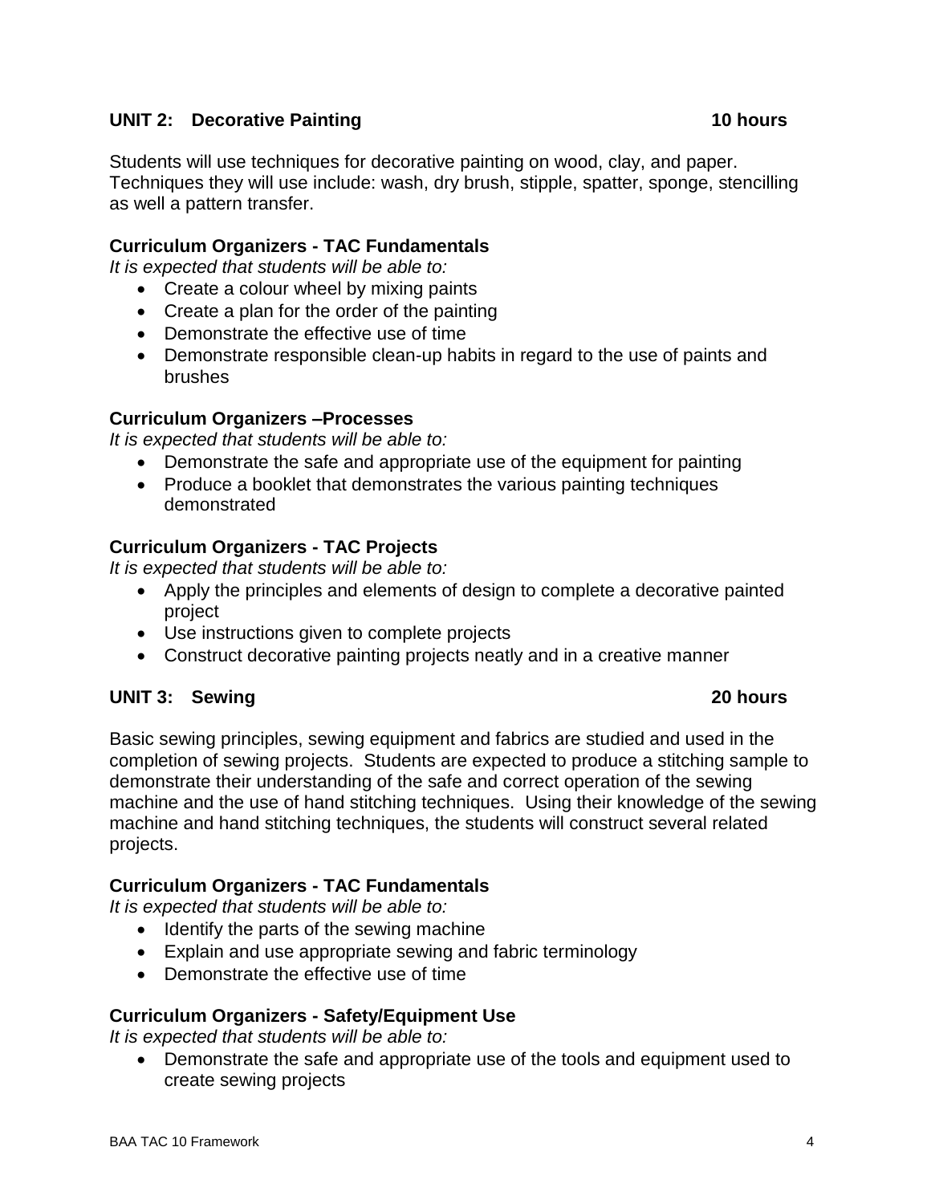## UNIT 2: Decorative Painting 10 hours

Students will use techniques for decorative painting on wood, clay, and paper. Techniques they will use include: wash, dry brush, stipple, spatter, sponge, stencilling as well a pattern transfer.

### Curriculum Organizers - TAC Fundamentals

*It is expected that students will be able to:*

- Create a colour wheel by mixing paints
- Create a plan for the order of the painting
- Demonstrate the effective use of time
- Demonstrate responsible clean-up habits in regard to the use of paints and brushes

### Curriculum Organizers –Processes

*It is expected that students will be able to:*

- Demonstrate the safe and appropriate use of the equipment for painting
- Produce a booklet that demonstrates the various painting techniques demonstrated

### Curriculum Organizers - TAC Projects

*It is expected that students will be able to:*

- Apply the principles and elements of design to complete a decorative painted project
- Use instructions given to complete projects
- Construct decorative painting projects neatly and in a creative manner

## UNIT 3: Sewing 20 hours

Basic sewing principles, sewing equipment and fabrics are studied and used in the completion of sewing projects. Students are expected to produce a stitching sample to demonstrate their understanding of the safe and correct operation of the sewing machine and the use of hand stitching techniques. Using their knowledge of the sewing machine and hand stitching techniques, the students will construct several related projects.

### Curriculum Organizers - TAC Fundamentals

*It is expected that students will be able to:*

- Identify the parts of the sewing machine
- Explain and use appropriate sewing and fabric terminology
- Demonstrate the effective use of time

### Curriculum Organizers - Safety/Equipment Use

*It is expected that students will be able to:*

- Demonstrate the safe and appropriate use of the tools and equipment used to create sewing projects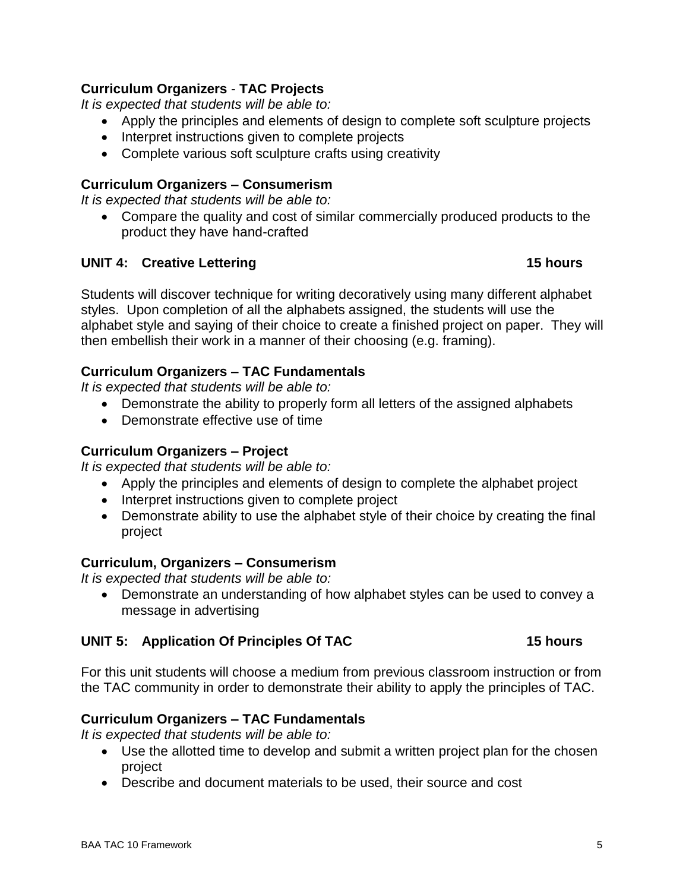**Curriculum Organizers** - **TAC Projects**

*It is expected that students will be able to:*

- Apply the principles and elements of design to complete soft sculpture projects
- Interpret instructions given to complete projects
- Complete various soft sculpture crafts using creativity

**Curriculum Organizers – Consumerism**

*It is expected that students will be able to:*

- Compare the quality and cost of similar commercially produced products to the product they have hand-crafted

## UNIT 4: Creative Lettering — 15 hours

Students will discover technique for writing decoratively using many different alphabet styles. Upon completion of all the alphabets assigned, the students will use the alphabet style and saying of their choice to create a finished project on paper. They will then embellish their work in a manner of their choosing (e.g. framing).

**Curriculum Organizers – TAC Fundamentals**

*It is expected that students will be able to:*

- Demonstrate the ability to properly form all letters of the assigned alphabets
- Demonstrate effective use of time

**Curriculum Organizers – Project**

*It is expected that students will be able to:*

- Apply the principles and elements of design to complete the alphabet project
- Interpret instructions given to complete project
- Demonstrate ability to use the alphabet style of their choice by creating the final project

**Curriculum, Organizers – Consumerism**

*It is expected that students will be able to:*

- Demonstrate an understanding of how alphabet styles can be used to convey a message in advertising

## UNIT 5: Application Of Principles Of TAC — 15 hours

For this unit students will choose a medium from previous classroom instruction or from the TAC community in order to demonstrate their ability to apply the principles of TAC.

**Curriculum Organizers – TAC Fundamentals**

*It is expected that students will be able to:*

- Use the allotted time to develop and submit a written project plan for the chosen project
- Describe and document materials to be used, their source and cost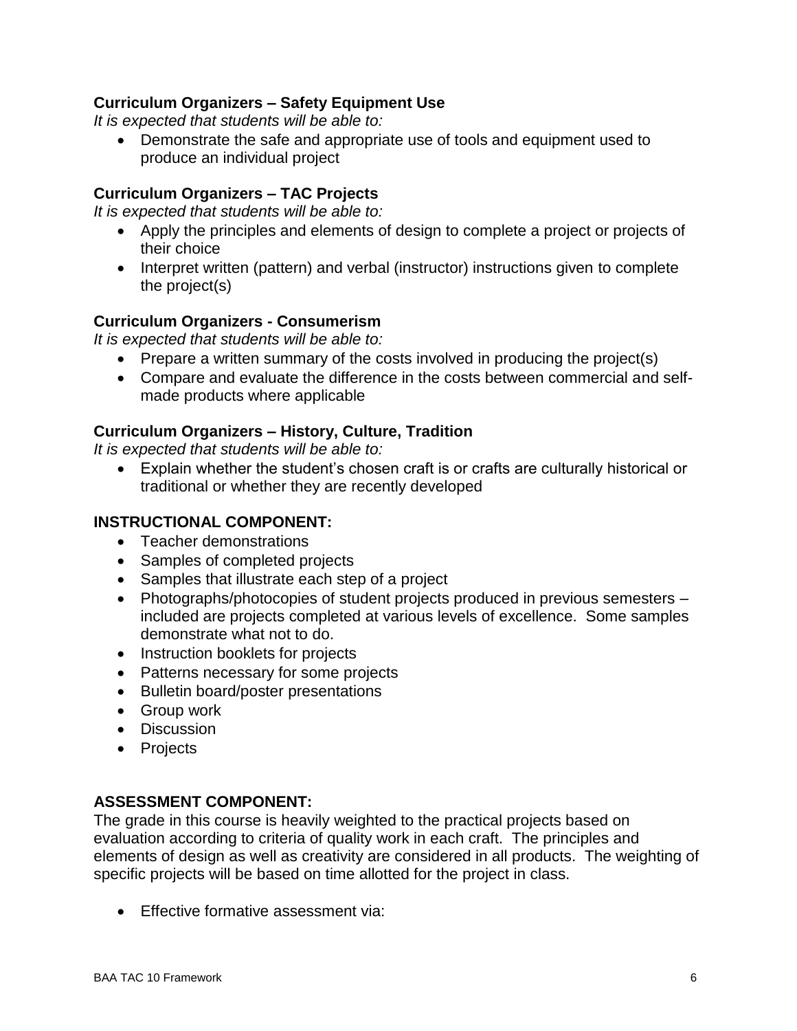### Curriculum Organizers – Safety Equipment Use

*It is expected that students will be able to:*

- Demonstrate the safe and appropriate use of tools and equipment used to produce an individual project

### Curriculum Organizers – TAC Projects

*It is expected that students will be able to:*

- Apply the principles and elements of design to complete a project or projects of their choice
- Interpret written (pattern) and verbal (instructor) instructions given to complete the project(s)

### Curriculum Organizers - Consumerism

*It is expected that students will be able to:*

- Prepare a written summary of the costs involved in producing the project(s)
- Compare and evaluate the difference in the costs between commercial and self-made products where applicable

### Curriculum Organizers – History, Culture, Tradition

*It is expected that students will be able to:*

- Explain whether the student's chosen craft is or crafts are culturally historical or traditional or whether they are recently developed

## INSTRUCTIONAL COMPONENT:

- Teacher demonstrations
- Samples of completed projects
- Samples that illustrate each step of a project
- Photographs/photocopies of student projects produced in previous semesters – included are projects completed at various levels of excellence. Some samples demonstrate what not to do.
- Instruction booklets for projects
- Patterns necessary for some projects
- Bulletin board/poster presentations
- Group work
- Discussion
- Projects

## ASSESSMENT COMPONENT:

The grade in this course is heavily weighted to the practical projects based on evaluation according to criteria of quality work in each craft. The principles and elements of design as well as creativity are considered in all products. The weighting of specific projects will be based on time allotted for the project in class.

- Effective formative assessment via: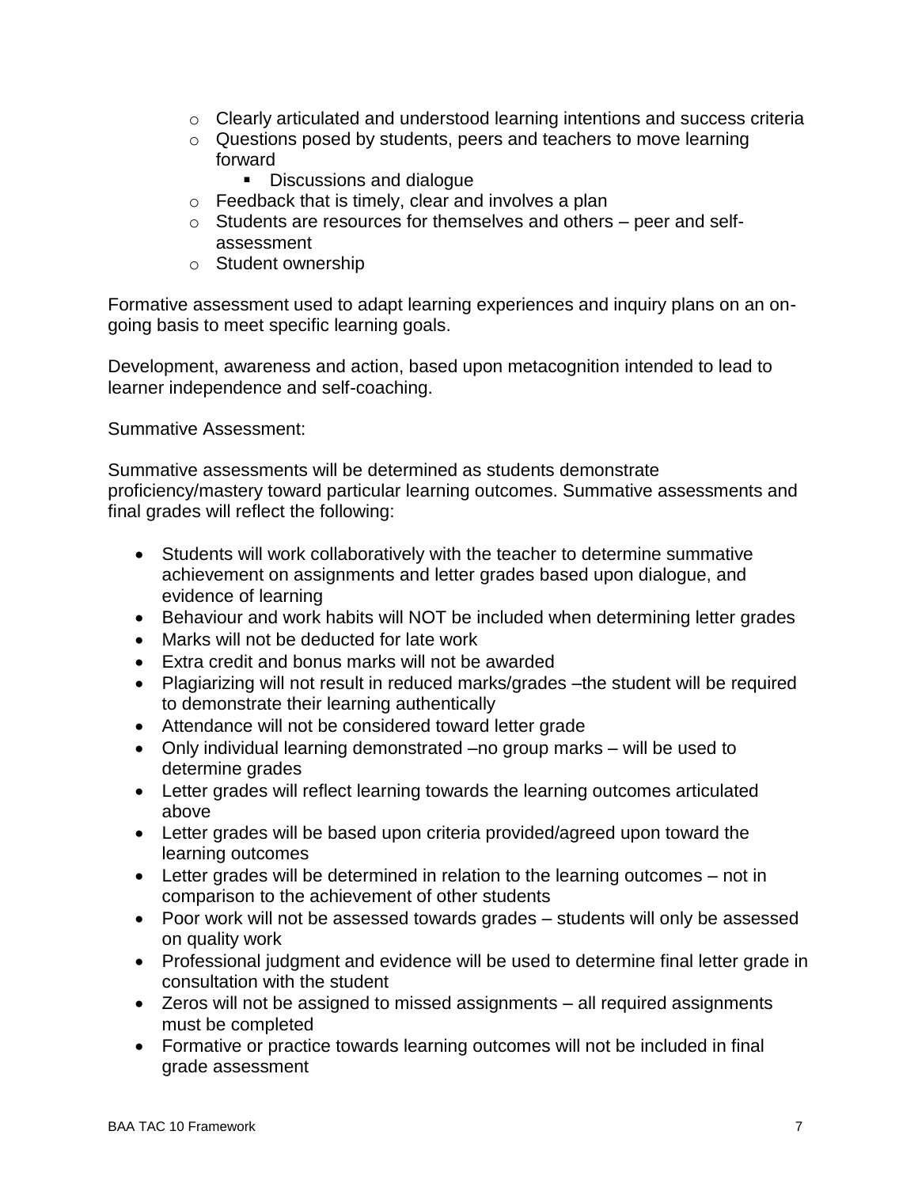- Clearly articulated and understood learning intentions and success criteria
  - Questions posed by students, peers and teachers to move learning forward
    - Discussions and dialogue
  - Feedback that is timely, clear and involves a plan
  - Students are resources for themselves and others – peer and self-assessment
  - Student ownership

Formative assessment used to adapt learning experiences and inquiry plans on an on-going basis to meet specific learning goals.

Development, awareness and action, based upon metacognition intended to lead to learner independence and self-coaching.

Summative Assessment:

Summative assessments will be determined as students demonstrate proficiency/mastery toward particular learning outcomes. Summative assessments and final grades will reflect the following:

- Students will work collaboratively with the teacher to determine summative achievement on assignments and letter grades based upon dialogue, and evidence of learning
- Behaviour and work habits will NOT be included when determining letter grades
- Marks will not be deducted for late work
- Extra credit and bonus marks will not be awarded
- Plagiarizing will not result in reduced marks/grades –the student will be required to demonstrate their learning authentically
- Attendance will not be considered toward letter grade
- Only individual learning demonstrated –no group marks – will be used to determine grades
- Letter grades will reflect learning towards the learning outcomes articulated above
- Letter grades will be based upon criteria provided/agreed upon toward the learning outcomes
- Letter grades will be determined in relation to the learning outcomes – not in comparison to the achievement of other students
- Poor work will not be assessed towards grades – students will only be assessed on quality work
- Professional judgment and evidence will be used to determine final letter grade in consultation with the student
- Zeros will not be assigned to missed assignments – all required assignments must be completed
- Formative or practice towards learning outcomes will not be included in final grade assessment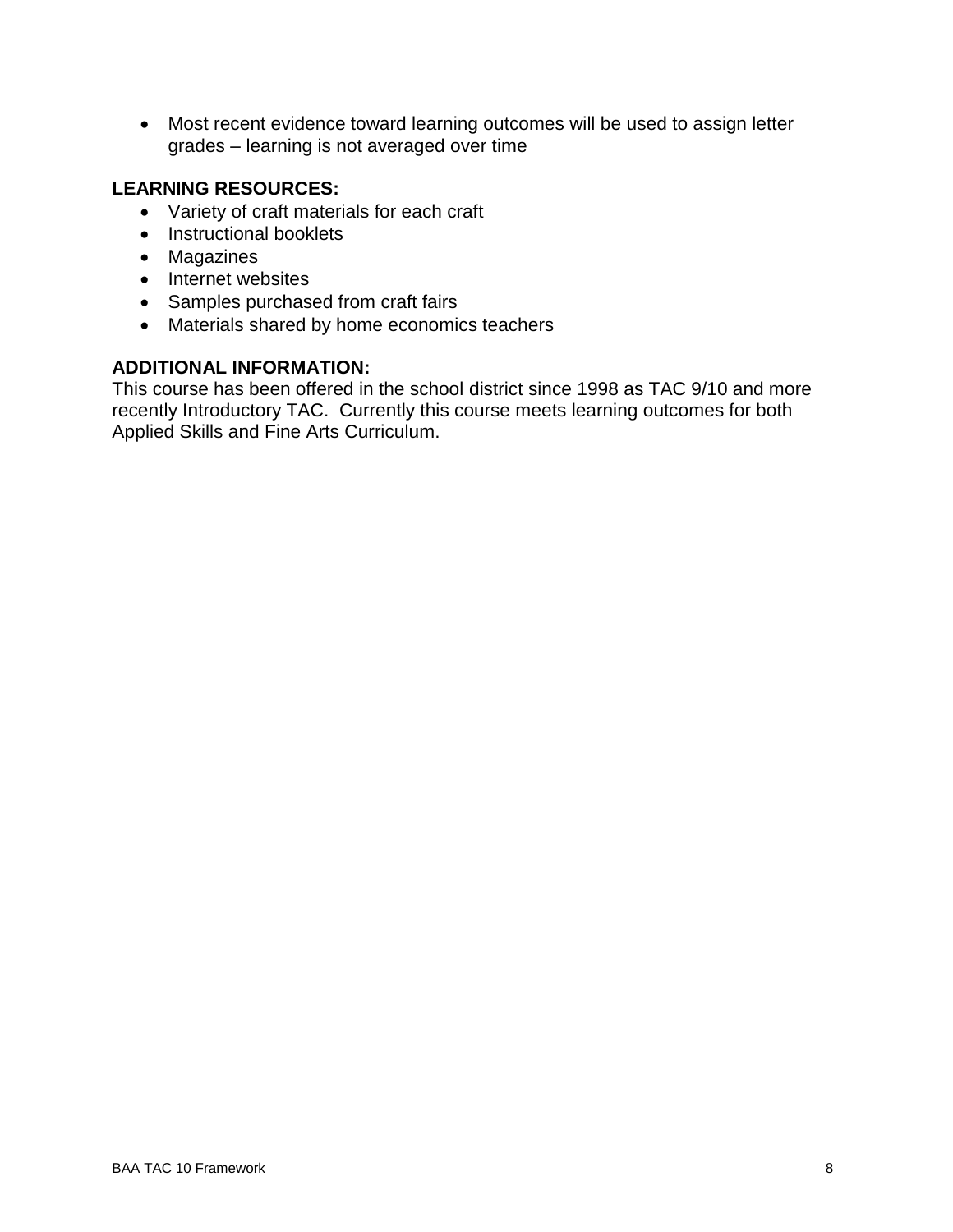- Most recent evidence toward learning outcomes will be used to assign letter grades – learning is not averaged over time

**LEARNING RESOURCES:**

- Variety of craft materials for each craft
- Instructional booklets
- Magazines
- Internet websites
- Samples purchased from craft fairs
- Materials shared by home economics teachers

**ADDITIONAL INFORMATION:**

This course has been offered in the school district since 1998 as TAC 9/10 and more recently Introductory TAC. Currently this course meets learning outcomes for both Applied Skills and Fine Arts Curriculum.